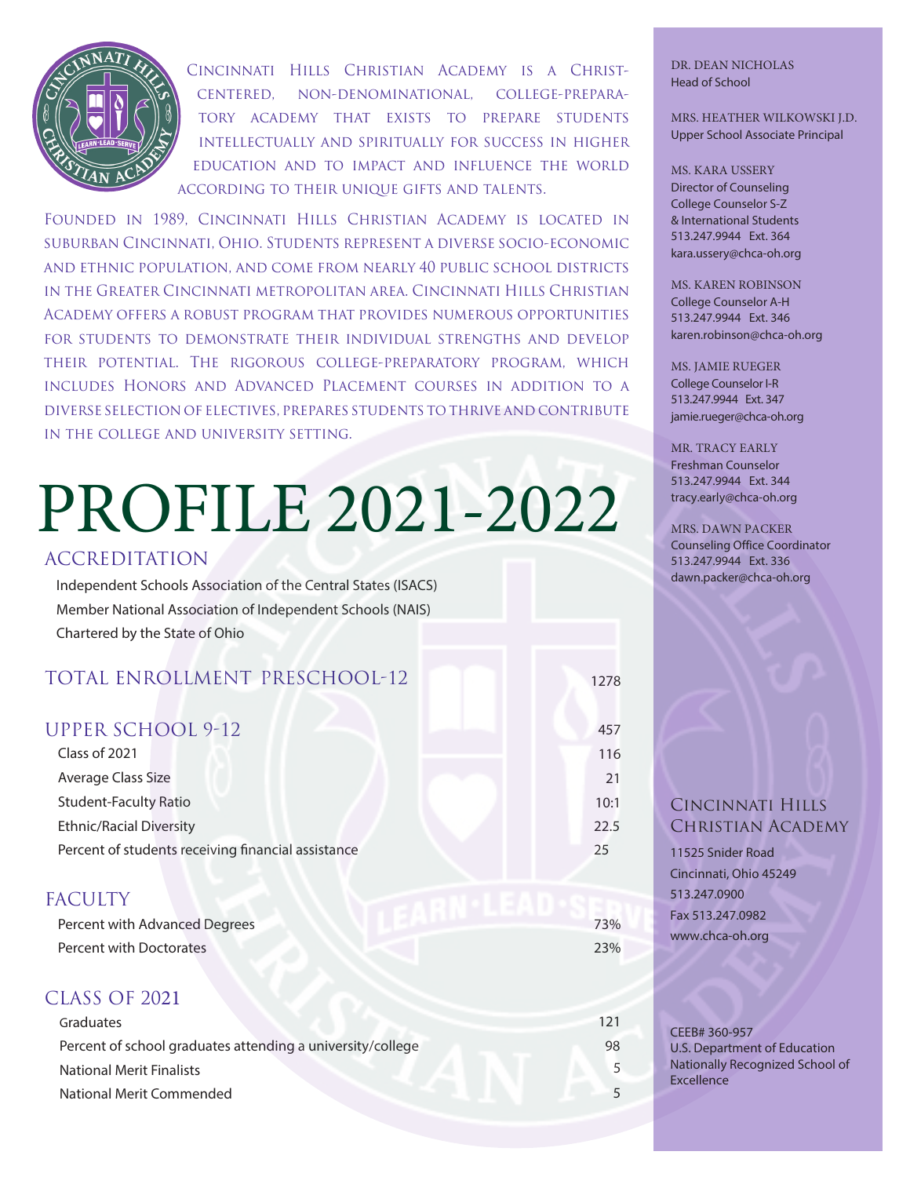Cincinnati Hills Christian Academy is a Christ-centered, non-denominational, college-preparatory academy that exists to prepare students intellectually and spiritually for success in higher education and to impact and influence the world according to their unique gifts and talents.

Founded in 1989, Cincinnati Hills Christian Academy is located in suburban Cincinnati, Ohio. Students represent a diverse socio-economic and ethnic population, and come from nearly 40 public school districts in the Greater Cincinnati metropolitan area. Cincinnati Hills Christian Academy offers a robust program that provides numerous opportunities for students to demonstrate their individual strengths and develop their potential. The rigorous college-preparatory program, which includes Honors and Advanced Placement courses in addition to a diverse selection of electives, prepares students to thrive and contribute in the college and university setting.

# PROFILE 2021-2022

## ACCREDITATION

Independent Schools Association of the Central States (ISACS)
Member National Association of Independent Schools (NAIS)
Chartered by the State of Ohio

## TOTAL ENROLLMENT PRESCHOOL-12 — 1278

## UPPER SCHOOL 9-12 — 457

| | |
|---|---|
| Class of 2021 | 116 |
| Average Class Size | 21 |
| Student-Faculty Ratio | 10:1 |
| Ethnic/Racial Diversity | 22.5 |
| Percent of students receiving financial assistance | 25 |

## FACULTY

| | |
|---|---|
| Percent with Advanced Degrees | 73% |
| Percent with Doctorates | 23% |

## CLASS OF 2021

| | |
|---|---|
| Graduates | 121 |
| Percent of school graduates attending a university/college | 98 |
| National Merit Finalists | 5 |
| National Merit Commended | 5 |

DR. DEAN NICHOLAS
Head of School

MRS. HEATHER WILKOWSKI J.D.
Upper School Associate Principal

MS. KARA USSERY
Director of Counseling
College Counselor S-Z
& International Students
513.247.9944 Ext. 364
kara.ussery@chca-oh.org

MS. KAREN ROBINSON
College Counselor A-H
513.247.9944 Ext. 346
karen.robinson@chca-oh.org

MS. JAMIE RUEGER
College Counselor I-R
513.247.9944 Ext. 347
jamie.rueger@chca-oh.org

MR. TRACY EARLY
Freshman Counselor
513.247.9944 Ext. 344
tracy.early@chca-oh.org

MRS. DAWN PACKER
Counseling Office Coordinator
513.247.9944 Ext. 336
dawn.packer@chca-oh.org

### Cincinnati Hills Christian Academy

11525 Snider Road
Cincinnati, Ohio 45249
513.247.0900
Fax 513.247.0982
www.chca-oh.org

CEEB# 360-957
U.S. Department of Education Nationally Recognized School of Excellence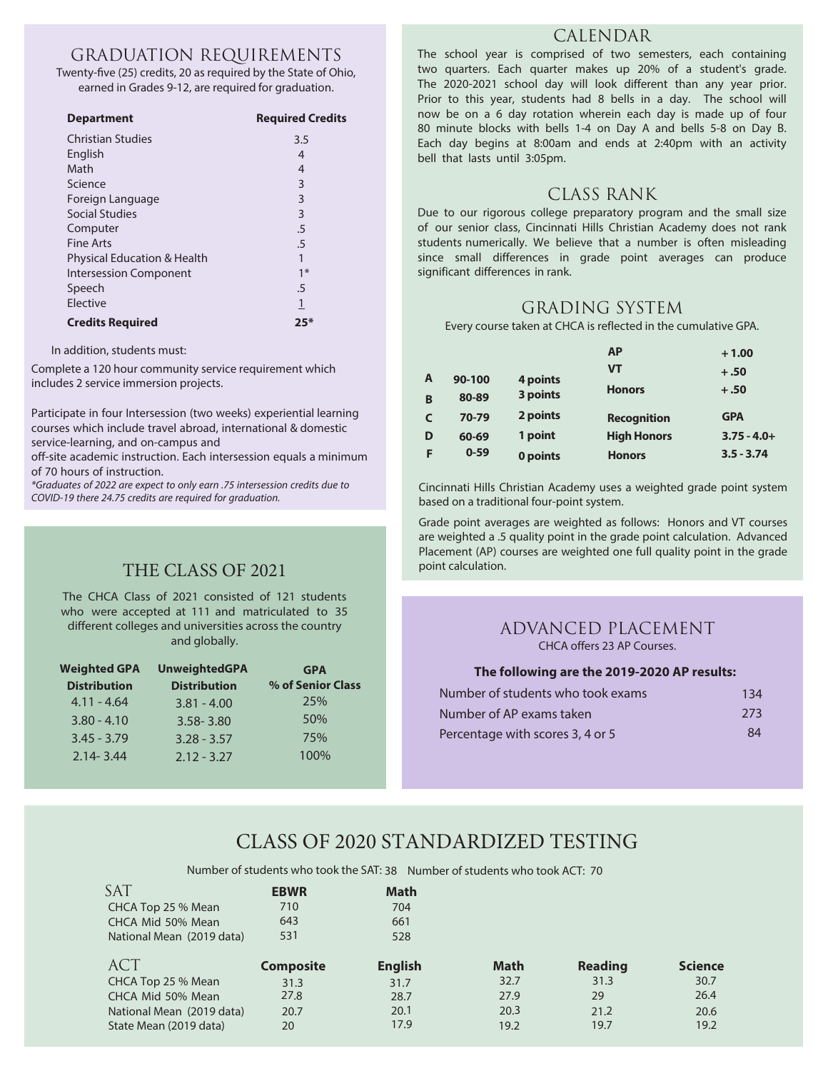## GRADUATION REQUIREMENTS

Twenty-five (25) credits, 20 as required by the State of Ohio, earned in Grades 9-12, are required for graduation.

| Department | Required Credits |
|---|---|
| Christian Studies | 3.5 |
| English | 4 |
| Math | 4 |
| Science | 3 |
| Foreign Language | 3 |
| Social Studies | 3 |
| Computer | .5 |
| Fine Arts | .5 |
| Physical Education & Health | 1 |
| Intersession Component | 1* |
| Speech | .5 |
| Elective | 1 |
| **Credits Required** | **25*** |

In addition, students must:

Complete a 120 hour community service requirement which includes 2 service immersion projects.

Participate in four Intersession (two weeks) experiential learning courses which include travel abroad, international & domestic service-learning, and on-campus and off-site academic instruction. Each intersession equals a minimum of 70 hours of instruction.

*\*Graduates of 2022 are expect to only earn .75 intersession credits due to COVID-19 there 24.75 credits are required for graduation.*

## THE CLASS OF 2021

The CHCA Class of 2021 consisted of 121 students who were accepted at 111 and matriculated to 35 different colleges and universities across the country and globally.

| Weighted GPA Distribution | UnweightedGPA Distribution | GPA % of Senior Class |
|---|---|---|
| 4.11 - 4.64 | 3.81 - 4.00 | 25% |
| 3.80 - 4.10 | 3.58- 3.80 | 50% |
| 3.45 - 3.79 | 3.28 - 3.57 | 75% |
| 2.14- 3.44 | 2.12 - 3.27 | 100% |

## CALENDAR

The school year is comprised of two semesters, each containing two quarters. Each quarter makes up 20% of a student's grade. The 2020-2021 school day will look different than any year prior. Prior to this year, students had 8 bells in a day. The school will now be on a 6 day rotation wherein each day is made up of four 80 minute blocks with bells 1-4 on Day A and bells 5-8 on Day B. Each day begins at 8:00am and ends at 2:40pm with an activity bell that lasts until 3:05pm.

## CLASS RANK

Due to our rigorous college preparatory program and the small size of our senior class, Cincinnati Hills Christian Academy does not rank students numerically. We believe that a number is often misleading since small differences in grade point averages can produce significant differences in rank.

## GRADING SYSTEM

Every course taken at CHCA is reflected in the cumulative GPA.

| | | |
|---|---|---|
| A | 90-100 | 4 points |
| B | 80-89 | 3 points |
| C | 70-79 | 2 points |
| D | 60-69 | 1 point |
| F | 0-59 | 0 points |

| | |
|---|---|
| **AP** | **+ 1.00** |
| **VT** | **+ .50** |
| **Honors** | **+ .50** |

| Recognition | GPA |
|---|---|
| **High Honors** | **3.75 - 4.0+** |
| **Honors** | **3.5 - 3.74** |

Cincinnati Hills Christian Academy uses a weighted grade point system based on a traditional four-point system.

Grade point averages are weighted as follows: Honors and VT courses are weighted a .5 quality point in the grade point calculation. Advanced Placement (AP) courses are weighted one full quality point in the grade point calculation.

## ADVANCED PLACEMENT

CHCA offers 23 AP Courses.

**The following are the 2019-2020 AP results:**

| | |
|---|---|
| Number of students who took exams | 134 |
| Number of AP exams taken | 273 |
| Percentage with scores 3, 4 or 5 | 84 |

## CLASS OF 2020 STANDARDIZED TESTING

Number of students who took the SAT: 38 Number of students who took ACT: 70

| SAT | EBWR | Math |
|---|---|---|
| CHCA Top 25 % Mean | 710 | 704 |
| CHCA Mid 50% Mean | 643 | 661 |
| National Mean (2019 data) | 531 | 528 |

| ACT | Composite | English | Math | Reading | Science |
|---|---|---|---|---|---|
| CHCA Top 25 % Mean | 31.3 | 31.7 | 32.7 | 31.3 | 30.7 |
| CHCA Mid 50% Mean | 27.8 | 28.7 | 27.9 | 29 | 26.4 |
| National Mean (2019 data) | 20.7 | 20.1 | 20.3 | 21.2 | 20.6 |
| State Mean (2019 data) | 20 | 17.9 | 19.2 | 19.7 | 19.2 |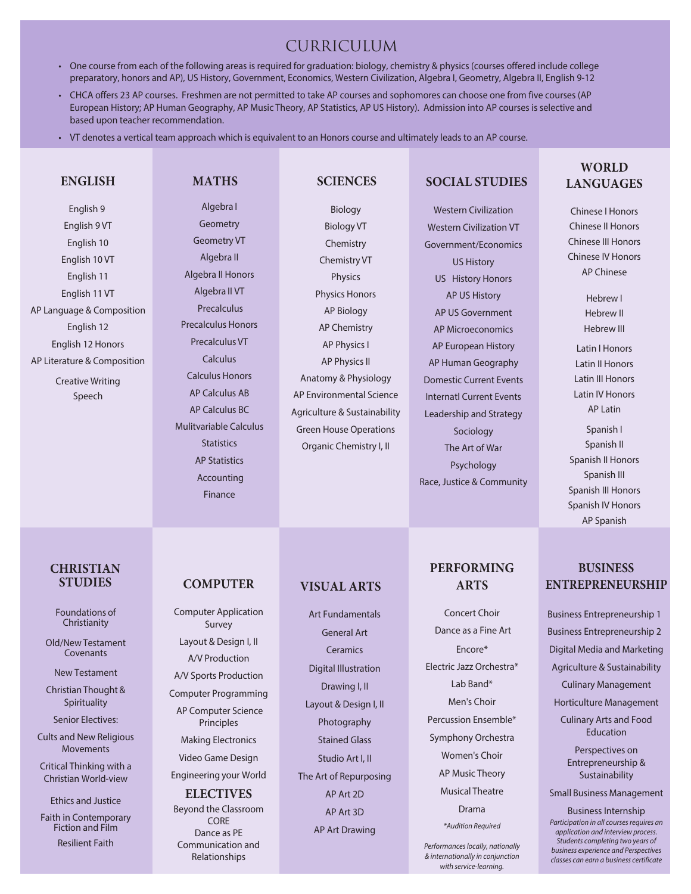# CURRICULUM

- One course from each of the following areas is required for graduation: biology, chemistry & physics (courses offered include college preparatory, honors and AP), US History, Government, Economics, Western Civilization, Algebra I, Geometry, Algebra II, English 9-12
- CHCA offers 23 AP courses. Freshmen are not permitted to take AP courses and sophomores can choose one from five courses (AP European History; AP Human Geography, AP Music Theory, AP Statistics, AP US History). Admission into AP courses is selective and based upon teacher recommendation.
- VT denotes a vertical team approach which is equivalent to an Honors course and ultimately leads to an AP course.

## ENGLISH

English 9
English 9 VT
English 10
English 10 VT
English 11
English 11 VT
AP Language & Composition
English 12
English 12 Honors
AP Literature & Composition
Creative Writing
Speech

## MATHS

Algebra I
Geometry
Geometry VT
Algebra II
Algebra II Honors
Algebra II VT
Precalculus
Precalculus Honors
Precalculus VT
Calculus
Calculus Honors
AP Calculus AB
AP Calculus BC
Mulitvariable Calculus
Statistics
AP Statistics
Accounting
Finance

## SCIENCES

Biology
Biology VT
Chemistry
Chemistry VT
Physics
Physics Honors
AP Biology
AP Chemistry
AP Physics I
AP Physics II
Anatomy & Physiology
AP Environmental Science
Agriculture & Sustainability
Green House Operations
Organic Chemistry I, II

## SOCIAL STUDIES

Western Civilization
Western Civilization VT
Government/Economics
US History
US History Honors
AP US History
AP US Government
AP Microeconomics
AP European History
AP Human Geography
Domestic Current Events
Internatl Current Events
Leadership and Strategy
Sociology
The Art of War
Psychology
Race, Justice & Community

## WORLD LANGUAGES

Chinese I Honors
Chinese II Honors
Chinese III Honors
Chinese IV Honors
AP Chinese

Hebrew I
Hebrew II
Hebrew III

Latin I Honors
Latin II Honors
Latin III Honors
Latin IV Honors
AP Latin

Spanish I
Spanish II
Spanish II Honors
Spanish III
Spanish III Honors
Spanish IV Honors
AP Spanish

## CHRISTIAN STUDIES

Foundations of Christianity
Old/New Testament Covenants
New Testament
Christian Thought & Spirituality
Senior Electives:
Cults and New Religious Movements
Critical Thinking with a Christian World-view
Ethics and Justice
Faith in Contemporary Fiction and Film
Resilient Faith

## COMPUTER

Computer Application Survey
Layout & Design I, II
A/V Production
A/V Sports Production
Computer Programming
AP Computer Science Principles
Making Electronics
Video Game Design
Engineering your World

## ELECTIVES

Beyond the Classroom
CORE
Dance as PE
Communication and Relationships

## VISUAL ARTS

Art Fundamentals
General Art
Ceramics
Digital Illustration
Drawing I, II
Layout & Design I, II
Photography
Stained Glass
Studio Art I, II
The Art of Repurposing
AP Art 2D
AP Art 3D
AP Art Drawing

## PERFORMING ARTS

Concert Choir
Dance as a Fine Art
Encore*
Electric Jazz Orchestra*
Lab Band*
Men's Choir
Percussion Ensemble*
Symphony Orchestra
Women's Choir
AP Music Theory
Musical Theatre
Drama

*\*Audition Required*

*Performances locally, nationally & internationally in conjunction with service-learning.*

## BUSINESS ENTREPRENEURSHIP

Business Entrepreneurship 1
Business Entrepreneurship 2
Digital Media and Marketing
Agriculture & Sustainability
Culinary Management
Horticulture Management
Culinary Arts and Food Education
Perspectives on Entrepreneurship & Sustainability
Small Business Management
Business Internship

*Participation in all courses requires an application and interview process. Students completing two years of business experience and Perspectives classes can earn a business certificate*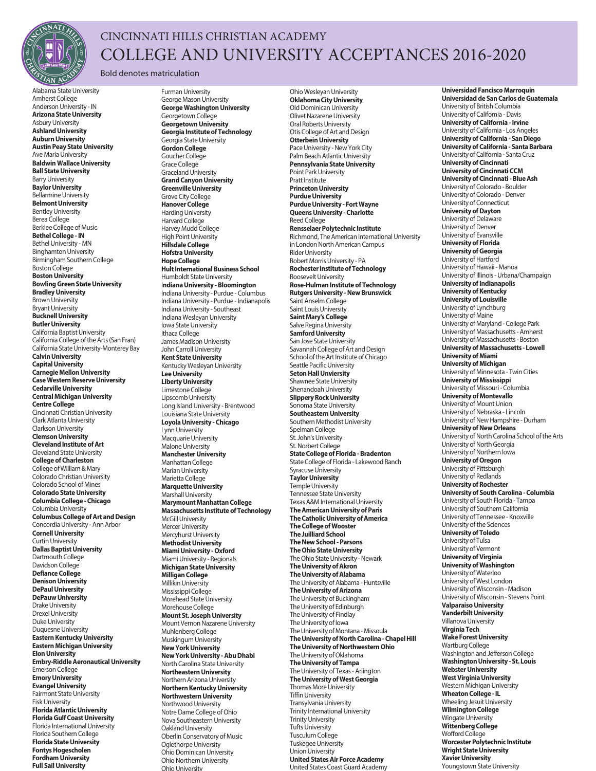# CINCINNATI HILLS CHRISTIAN ACADEMY

## COLLEGE AND UNIVERSITY ACCEPTANCES 2016-2020

Bold denotes matriculation

Alabama State University
Amherst College
Anderson University - IN
**Arizona State University**
Asbury University
**Ashland University**
**Auburn University**
**Austin Peay State University**
Ave Maria University
**Baldwin Wallace University**
**Ball State University**
Barry University
**Baylor University**
Bellarmine University
**Belmont University**
Bentley University
Berea College
Berklee College of Music
**Bethel College - IN**
Bethel University - MN
Binghamton University
Birmingham Southern College
Boston College
**Boston University**
**Bowling Green State University**
**Bradley University**
Brown University
Bryant University
**Bucknell University**
**Butler University**
California Baptist University
California College of the Arts (San Fran)
California State University-Monterey Bay
**Calvin University**
**Capital University**
**Carnegie Mellon University**
**Case Western Reserve University**
**Cedarville University**
**Central Michigan University**
**Centre College**
Cincinnati Christian University
Clark Atlanta University
Clarkson University
**Clemson University**
**Cleveland Institute of Art**
Cleveland State University
**College of Charleston**
College of William & Mary
Colorado Christian University
Colorado School of Mines
**Colorado State University**
**Columbia College - Chicago**
Columbia University
**Columbus College of Art and Design**
Concordia University - Ann Arbor
**Cornell University**
Curtin University
**Dallas Baptist University**
Dartmouth College
Davidson College
**Defiance College**
**Denison University**
**DePaul University**
**DePauw University**
Drake University
Drexel University
Duke University
Duquesne University
**Eastern Kentucky University**
**Eastern Michigan University**
**Elon University**
**Embry-Riddle Aeronautical University**
Emerson College
**Emory University**
**Evangel University**
Fairmont State University
Fisk University
**Florida Atlantic University**
**Florida Gulf Coast University**
Florida International University
Florida Southern College
**Florida State University**
**Fontys Hogescholen**
**Fordham University**
**Full Sail University**
Furman University
George Mason University
**George Washington University**
Georgetown College
**Georgetown University**
**Georgia Institute of Technology**
Georgia State University
**Gordon College**
Goucher College
Grace College
Graceland University
**Grand Canyon University**
**Greenville University**
Grove City College
**Hanover College**
Harding University
Harvard College
Harvey Mudd College
High Point University
**Hillsdale College**
**Hofstra University**
**Hope College**
**Hult International Business School**
Humboldt State University
**Indiana University - Bloomington**
Indiana University - Purdue - Columbus
Indiana University - Purdue - Indianapolis
Indiana University - Southeast
Indiana Wesleyan University
Iowa State University
Ithaca College
James Madison University
John Carroll University
**Kent State University**
Kentucky Wesleyan University
**Lee University**
**Liberty University**
Limestone College
Lipscomb University
Long Island University - Brentwood
Louisiana State University
**Loyola University - Chicago**
Lynn University
Macquarie University
Malone University
**Manchester University**
Manhattan College
Marian University
Marietta College
**Marquette University**
Marshall University
**Marymount Manhattan College**
**Massachusetts Institute of Technology**
McGill University
Mercer University
Mercyhurst University
**Methodist University**
**Miami University - Oxford**
Miami University - Regionals
**Michigan State University**
**Milligan College**
Millikin University
Mississippi College
Morehead State University
Morehouse College
**Mount St. Joseph University**
Mount Vernon Nazarene University
Muhlenberg College
Muskingum University
**New York University**
**New York University - Abu Dhabi**
North Carolina State University
**Northeastern University**
Northern Arizona University
**Northern Kentucky University**
**Northwestern University**
Northwood University
Notre Dame College of Ohio
Nova Southeastern University
Oakland University
Oberlin Conservatory of Music
Oglethorpe University
Ohio Dominican University
Ohio Northern University
Ohio University
Ohio Wesleyan University
**Oklahoma City University**
Old Dominican University
Olivet Nazarene University
Oral Roberts University
Otis College of Art and Design
**Otterbein University**
Pace University - New York City
Palm Beach Atlantic University
**Pennsylvania State University**
Point Park University
Pratt Institute
**Princeton University**
**Purdue University**
**Purdue University - Fort Wayne**
**Queens University - Charlotte**
Reed College
**Rensselaer Polytechnic Institute**
Richmond, The American International University in London North American Campus
Rider University
Robert Morris University - PA
**Rochester Institute of Technology**
Roosevelt University
**Rose-Hulman Institute of Technology**
**Rutgers University - New Brunswick**
Saint Anselm College
Saint Louis University
**Saint Mary's College**
Salve Regina University
**Samford University**
San Jose State University
Savannah College of Art and Design
School of the Art Institute of Chicago
Seattle Pacific University
**Seton Hall Unviersity**
Shawnee State University
Shenandoah University
**Slippery Rock University**
Sonoma State University
**Southeastern University**
Southern Methodist University
Spelman College
St. John's University
St. Norbert College
**State College of Florida - Bradenton**
State College of Florida - Lakewood Ranch
Syracuse University
**Taylor University**
Temple University
Tennessee State University
Texas A&M International University
**The American University of Paris**
**The Catholic University of America**
**The College of Wooster**
**The Juilliard School**
**The New School - Parsons**
**The Ohio State University**
The Ohio State University - Newark
**The University of Akron**
**The University of Alabama**
The University of Alabama - Huntsville
**The University of Arizona**
The University of Buckingham
The University of Edinburgh
The University of Findlay
The University of Iowa
The University of Montana - Missoula
**The University of North Carolina - Chapel Hill**
**The University of Northwestern Ohio**
The University of Oklahoma
**The University of Tampa**
The University of Texas - Arlington
**The University of West Georgia**
Thomas More University
Tiffin University
Transylvania University
Trinity International University
Trinity University
Tufts University
Tusculum College
Tuskegee University
Union University
**United States Air Force Academy**
United States Coast Guard Academy
**Universidad Fancisco Marroquin**
**Universidad de San Carlos de Guatemala**
University of British Columbia
University of California - Davis
**University of California - Irvine**
University of California - Los Angeles
**University of California - San Diego**
**University of California - Santa Barbara**
University of California - Santa Cruz
**University of Cincinnati**
**University of Cincinnati CCM**
**University of Cincinnati - Blue Ash**
University of Colorado - Boulder
University of Colorado - Denver
University of Connecticut
**University of Dayton**
University of Delaware
University of Denver
University of Evansville
**University of Florida**
**University of Georgia**
University of Hartford
University of Hawaii - Manoa
University of Illinois - Urbana/Champaign
**University of Indianapolis**
**University of Kentucky**
**University of Louisville**
University of Lynchburg
University of Maine
University of Maryland - College Park
University of Massachusetts - Amherst
University of Massachusetts - Boston
**University of Massachusetts - Lowell**
**University of Miami**
**University of Michigan**
University of Minnesota - Twin Cities
**University of Mississippi**
University of Missouri - Columbia
**University of Montevallo**
University of Mount Union
University of Nebraska - Lincoln
University of New Hampshire - Durham
**University of New Orleans**
University of North Carolina School of the Arts
University of North Georgia
University of Northern Iowa
**University of Oregon**
University of Pittsburgh
University of Redlands
**University of Rochester**
**University of South Carolina - Columbia**
University of South Florida - Tampa
University of Southern California
University of Tennessee - Knoxville
University of the Sciences
**University of Toledo**
University of Tulsa
University of Vermont
**University of Virginia**
**University of Washington**
University of Waterloo
University of West London
University of Wisconsin - Madison
University of Wisconsin - Stevens Point
**Valparaiso University**
**Vanderbilt University**
Villanova University
**Virginia Tech**
**Wake Forest University**
Wartburg College
Washington and Jefferson College
**Washington University - St. Louis**
**Webster University**
**West Virginia University**
Western Michigan University
**Wheaton College - IL**
Wheeling Jesuit University
**Wilmington College**
Wingate University
**Wittenberg College**
Wofford College
**Worcester Polytechnic Institute**
**Wright State University**
**Xavier University**
Youngstown State University